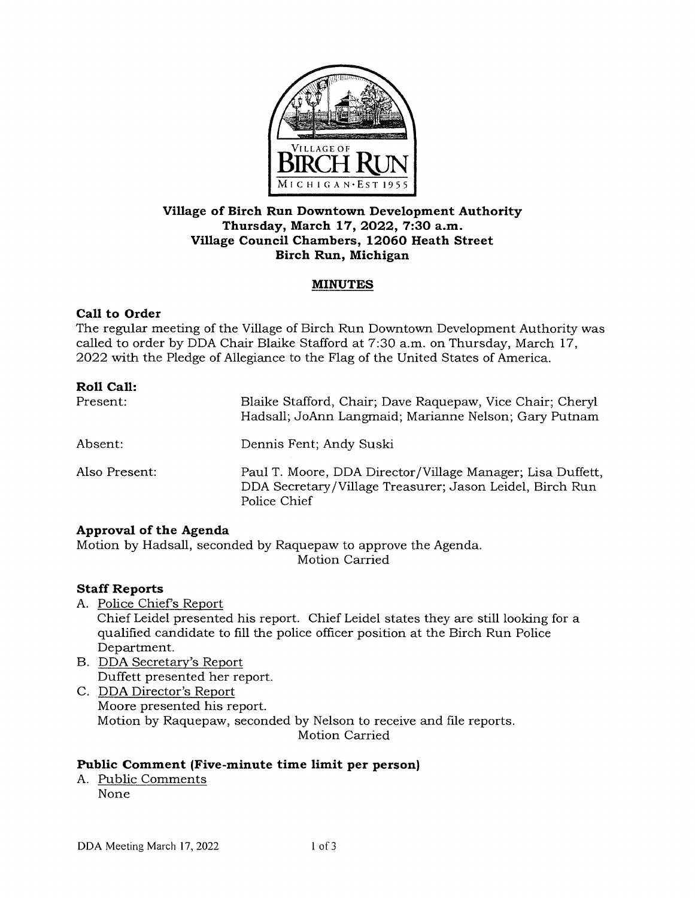**Village of Birch Run Downtown Development Authority**
**Thursday, March 17, 2022, 7:30 a.m.**
**Village Council Chambers, 12060 Heath Street**
**Birch Run, Michigan**

## MINUTES

### Call to Order

The regular meeting of the Village of Birch Run Downtown Development Authority was called to order by DDA Chair Blaike Stafford at 7:30 a.m. on Thursday, March 17, 2022 with the Pledge of Allegiance to the Flag of the United States of America.

### Roll Call:

| | |
|---|---|
| Present: | Blaike Stafford, Chair; Dave Raquepaw, Vice Chair; Cheryl Hadsall; JoAnn Langmaid; Marianne Nelson; Gary Putnam |
| Absent: | Dennis Fent; Andy Suski |
| Also Present: | Paul T. Moore, DDA Director/Village Manager; Lisa Duffett, DDA Secretary/Village Treasurer; Jason Leidel, Birch Run Police Chief |

### Approval of the Agenda

Motion by Hadsall, seconded by Raquepaw to approve the Agenda.

Motion Carried

### Staff Reports

A. Police Chief's Report
Chief Leidel presented his report. Chief Leidel states they are still looking for a qualified candidate to fill the police officer position at the Birch Run Police Department.

B. DDA Secretary's Report
Duffett presented her report.

C. DDA Director's Report
Moore presented his report.
Motion by Raquepaw, seconded by Nelson to receive and file reports.

Motion Carried

### Public Comment (Five-minute time limit per person)

A. Public Comments
None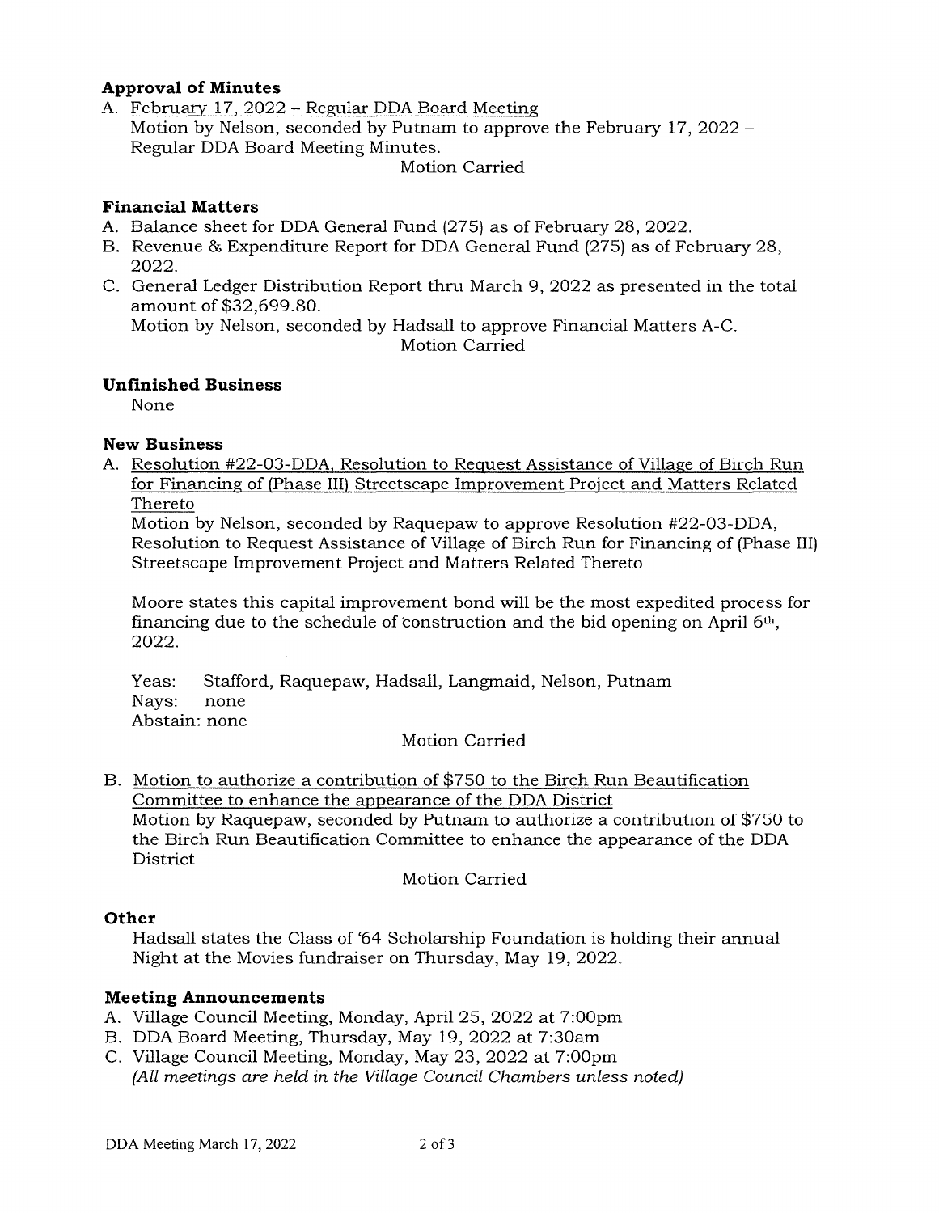**Approval of Minutes**

A. <u>February 17, 2022 – Regular DDA Board Meeting</u>
   Motion by Nelson, seconded by Putnam to approve the February 17, 2022 – Regular DDA Board Meeting Minutes.

   Motion Carried

**Financial Matters**

A. Balance sheet for DDA General Fund (275) as of February 28, 2022.
B. Revenue & Expenditure Report for DDA General Fund (275) as of February 28, 2022.
C. General Ledger Distribution Report thru March 9, 2022 as presented in the total amount of $32,699.80.
   Motion by Nelson, seconded by Hadsall to approve Financial Matters A-C.

   Motion Carried

**Unfinished Business**

None

**New Business**

A. <u>Resolution #22-03-DDA, Resolution to Request Assistance of Village of Birch Run for Financing of (Phase III) Streetscape Improvement Project and Matters Related Thereto</u>
   Motion by Nelson, seconded by Raquepaw to approve Resolution #22-03-DDA, Resolution to Request Assistance of Village of Birch Run for Financing of (Phase III) Streetscape Improvement Project and Matters Related Thereto

   Moore states this capital improvement bond will be the most expedited process for financing due to the schedule of construction and the bid opening on April 6th, 2022.

   Yeas: Stafford, Raquepaw, Hadsall, Langmaid, Nelson, Putnam
   Nays: none
   Abstain: none

   Motion Carried

B. <u>Motion to authorize a contribution of $750 to the Birch Run Beautification Committee to enhance the appearance of the DDA District</u>
   Motion by Raquepaw, seconded by Putnam to authorize a contribution of $750 to the Birch Run Beautification Committee to enhance the appearance of the DDA District

   Motion Carried

**Other**

Hadsall states the Class of '64 Scholarship Foundation is holding their annual Night at the Movies fundraiser on Thursday, May 19, 2022.

**Meeting Announcements**

A. Village Council Meeting, Monday, April 25, 2022 at 7:00pm
B. DDA Board Meeting, Thursday, May 19, 2022 at 7:30am
C. Village Council Meeting, Monday, May 23, 2022 at 7:00pm
   *(All meetings are held in the Village Council Chambers unless noted)*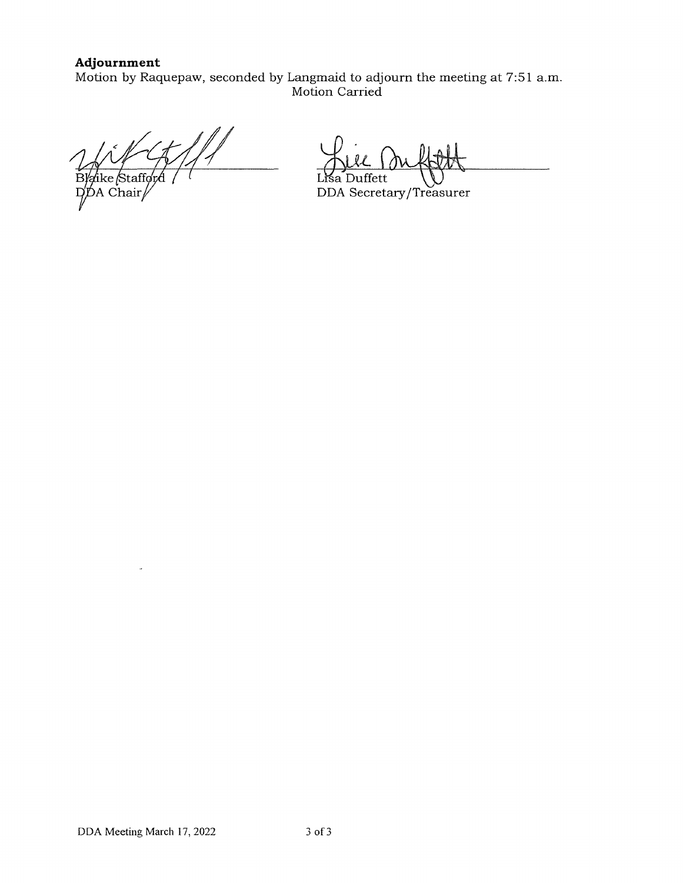**Adjournment**

Motion by Raquepaw, seconded by Langmaid to adjourn the meeting at 7:51 a.m.

Motion Carried

Blaike Stafford
DDA Chair

Lisa Duffett
DDA Secretary/Treasurer